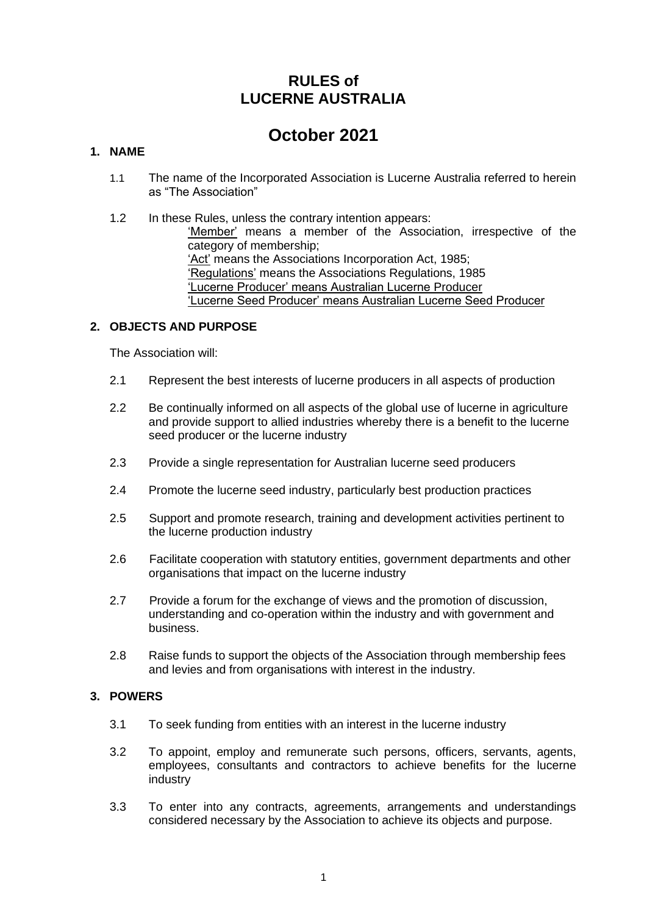# RULES of LUCERNE AUSTRALIA

# October 2021

## 1. NAME

1.1 The name of the Incorporated Association is Lucerne Australia referred to herein as "The Association"

1.2 In these Rules, unless the contrary intention appears:

'Member' means a member of the Association, irrespective of the category of membership;
'Act' means the Associations Incorporation Act, 1985;
'Regulations' means the Associations Regulations, 1985
'Lucerne Producer' means Australian Lucerne Producer
'Lucerne Seed Producer' means Australian Lucerne Seed Producer

## 2. OBJECTS AND PURPOSE

The Association will:

2.1 Represent the best interests of lucerne producers in all aspects of production

2.2 Be continually informed on all aspects of the global use of lucerne in agriculture and provide support to allied industries whereby there is a benefit to the lucerne seed producer or the lucerne industry

2.3 Provide a single representation for Australian lucerne seed producers

2.4 Promote the lucerne seed industry, particularly best production practices

2.5 Support and promote research, training and development activities pertinent to the lucerne production industry

2.6 Facilitate cooperation with statutory entities, government departments and other organisations that impact on the lucerne industry

2.7 Provide a forum for the exchange of views and the promotion of discussion, understanding and co-operation within the industry and with government and business.

2.8 Raise funds to support the objects of the Association through membership fees and levies and from organisations with interest in the industry.

## 3. POWERS

3.1 To seek funding from entities with an interest in the lucerne industry

3.2 To appoint, employ and remunerate such persons, officers, servants, agents, employees, consultants and contractors to achieve benefits for the lucerne industry

3.3 To enter into any contracts, agreements, arrangements and understandings considered necessary by the Association to achieve its objects and purpose.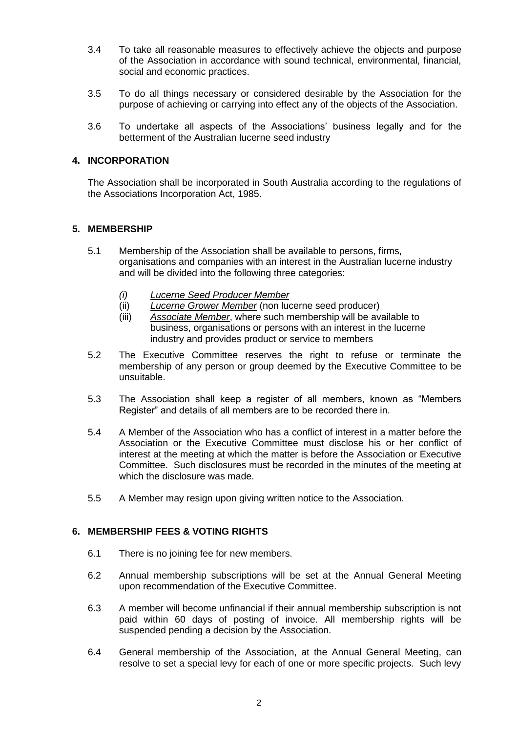3.4 To take all reasonable measures to effectively achieve the objects and purpose of the Association in accordance with sound technical, environmental, financial, social and economic practices.

3.5 To do all things necessary or considered desirable by the Association for the purpose of achieving or carrying into effect any of the objects of the Association.

3.6 To undertake all aspects of the Associations' business legally and for the betterment of the Australian lucerne seed industry

## 4. INCORPORATION

The Association shall be incorporated in South Australia according to the regulations of the Associations Incorporation Act, 1985.

## 5. MEMBERSHIP

5.1 Membership of the Association shall be available to persons, firms, organisations and companies with an interest in the Australian lucerne industry and will be divided into the following three categories:

- *(i)* *Lucerne Seed Producer Member*
- (ii) *Lucerne Grower Member* (non lucerne seed producer)
- (iii) *Associate Member*, where such membership will be available to business, organisations or persons with an interest in the lucerne industry and provides product or service to members

5.2 The Executive Committee reserves the right to refuse or terminate the membership of any person or group deemed by the Executive Committee to be unsuitable.

5.3 The Association shall keep a register of all members, known as "Members Register" and details of all members are to be recorded there in.

5.4 A Member of the Association who has a conflict of interest in a matter before the Association or the Executive Committee must disclose his or her conflict of interest at the meeting at which the matter is before the Association or Executive Committee. Such disclosures must be recorded in the minutes of the meeting at which the disclosure was made.

5.5 A Member may resign upon giving written notice to the Association.

## 6. MEMBERSHIP FEES & VOTING RIGHTS

6.1 There is no joining fee for new members.

6.2 Annual membership subscriptions will be set at the Annual General Meeting upon recommendation of the Executive Committee.

6.3 A member will become unfinancial if their annual membership subscription is not paid within 60 days of posting of invoice. All membership rights will be suspended pending a decision by the Association.

6.4 General membership of the Association, at the Annual General Meeting, can resolve to set a special levy for each of one or more specific projects. Such levy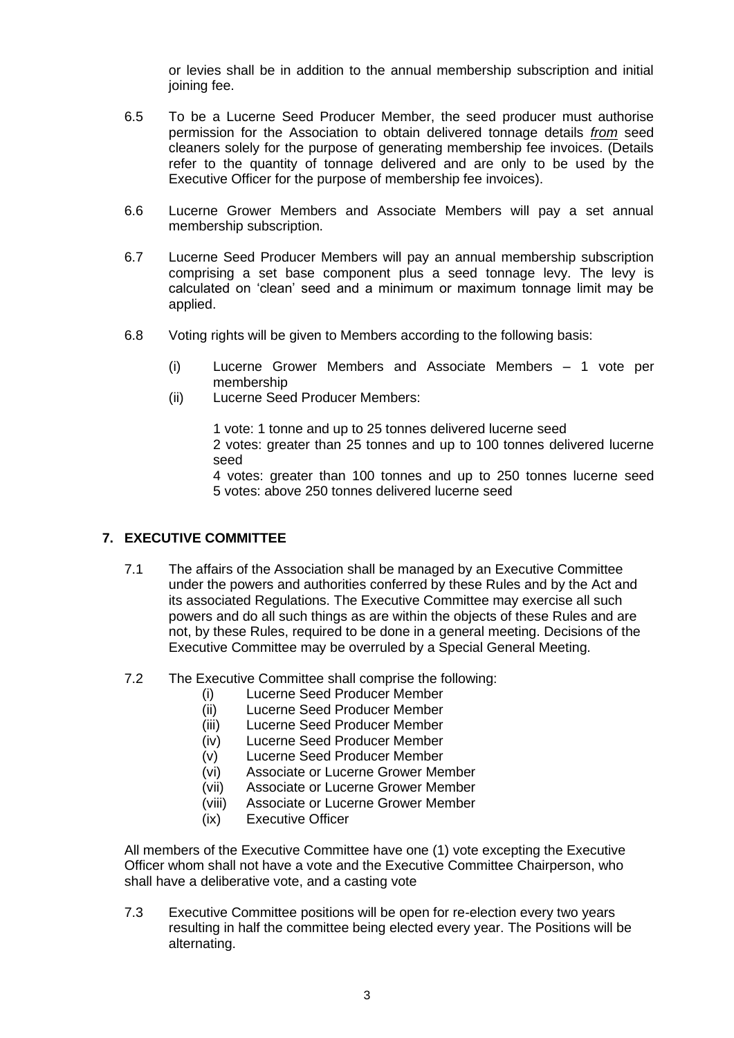or levies shall be in addition to the annual membership subscription and initial joining fee.

6.5 To be a Lucerne Seed Producer Member, the seed producer must authorise permission for the Association to obtain delivered tonnage details *from* seed cleaners solely for the purpose of generating membership fee invoices. (Details refer to the quantity of tonnage delivered and are only to be used by the Executive Officer for the purpose of membership fee invoices).

6.6 Lucerne Grower Members and Associate Members will pay a set annual membership subscription.

6.7 Lucerne Seed Producer Members will pay an annual membership subscription comprising a set base component plus a seed tonnage levy. The levy is calculated on 'clean' seed and a minimum or maximum tonnage limit may be applied.

6.8 Voting rights will be given to Members according to the following basis:

(i) Lucerne Grower Members and Associate Members – 1 vote per membership

(ii) Lucerne Seed Producer Members:

1 vote: 1 tonne and up to 25 tonnes delivered lucerne seed
2 votes: greater than 25 tonnes and up to 100 tonnes delivered lucerne seed
4 votes: greater than 100 tonnes and up to 250 tonnes lucerne seed
5 votes: above 250 tonnes delivered lucerne seed

## 7. EXECUTIVE COMMITTEE

7.1 The affairs of the Association shall be managed by an Executive Committee under the powers and authorities conferred by these Rules and by the Act and its associated Regulations. The Executive Committee may exercise all such powers and do all such things as are within the objects of these Rules and are not, by these Rules, required to be done in a general meeting. Decisions of the Executive Committee may be overruled by a Special General Meeting.

7.2 The Executive Committee shall comprise the following:

(i) Lucerne Seed Producer Member
(ii) Lucerne Seed Producer Member
(iii) Lucerne Seed Producer Member
(iv) Lucerne Seed Producer Member
(v) Lucerne Seed Producer Member
(vi) Associate or Lucerne Grower Member
(vii) Associate or Lucerne Grower Member
(viii) Associate or Lucerne Grower Member
(ix) Executive Officer

All members of the Executive Committee have one (1) vote excepting the Executive Officer whom shall not have a vote and the Executive Committee Chairperson, who shall have a deliberative vote, and a casting vote

7.3 Executive Committee positions will be open for re-election every two years resulting in half the committee being elected every year. The Positions will be alternating.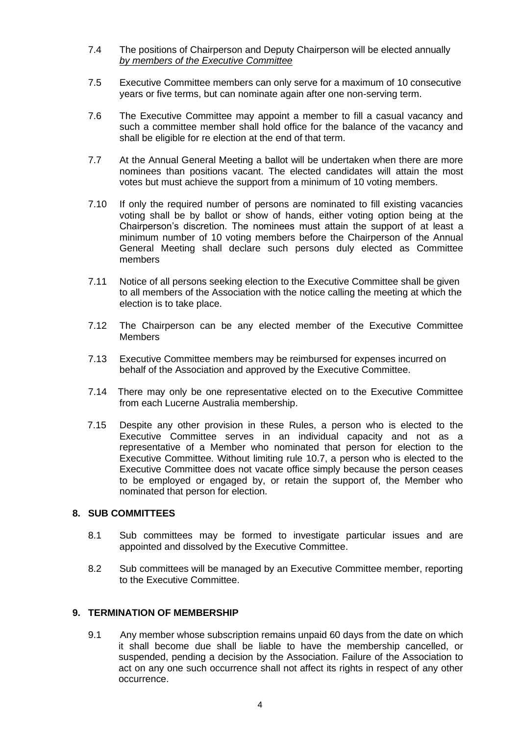7.4 The positions of Chairperson and Deputy Chairperson will be elected annually *by members of the Executive Committee*

7.5 Executive Committee members can only serve for a maximum of 10 consecutive years or five terms, but can nominate again after one non-serving term.

7.6 The Executive Committee may appoint a member to fill a casual vacancy and such a committee member shall hold office for the balance of the vacancy and shall be eligible for re election at the end of that term.

7.7 At the Annual General Meeting a ballot will be undertaken when there are more nominees than positions vacant. The elected candidates will attain the most votes but must achieve the support from a minimum of 10 voting members.

7.10 If only the required number of persons are nominated to fill existing vacancies voting shall be by ballot or show of hands, either voting option being at the Chairperson's discretion. The nominees must attain the support of at least a minimum number of 10 voting members before the Chairperson of the Annual General Meeting shall declare such persons duly elected as Committee members

7.11 Notice of all persons seeking election to the Executive Committee shall be given to all members of the Association with the notice calling the meeting at which the election is to take place.

7.12 The Chairperson can be any elected member of the Executive Committee Members

7.13 Executive Committee members may be reimbursed for expenses incurred on behalf of the Association and approved by the Executive Committee.

7.14 There may only be one representative elected on to the Executive Committee from each Lucerne Australia membership.

7.15 Despite any other provision in these Rules, a person who is elected to the Executive Committee serves in an individual capacity and not as a representative of a Member who nominated that person for election to the Executive Committee. Without limiting rule 10.7, a person who is elected to the Executive Committee does not vacate office simply because the person ceases to be employed or engaged by, or retain the support of, the Member who nominated that person for election.

## 8. SUB COMMITTEES

8.1 Sub committees may be formed to investigate particular issues and are appointed and dissolved by the Executive Committee.

8.2 Sub committees will be managed by an Executive Committee member, reporting to the Executive Committee.

## 9. TERMINATION OF MEMBERSHIP

9.1 Any member whose subscription remains unpaid 60 days from the date on which it shall become due shall be liable to have the membership cancelled, or suspended, pending a decision by the Association. Failure of the Association to act on any one such occurrence shall not affect its rights in respect of any other occurrence.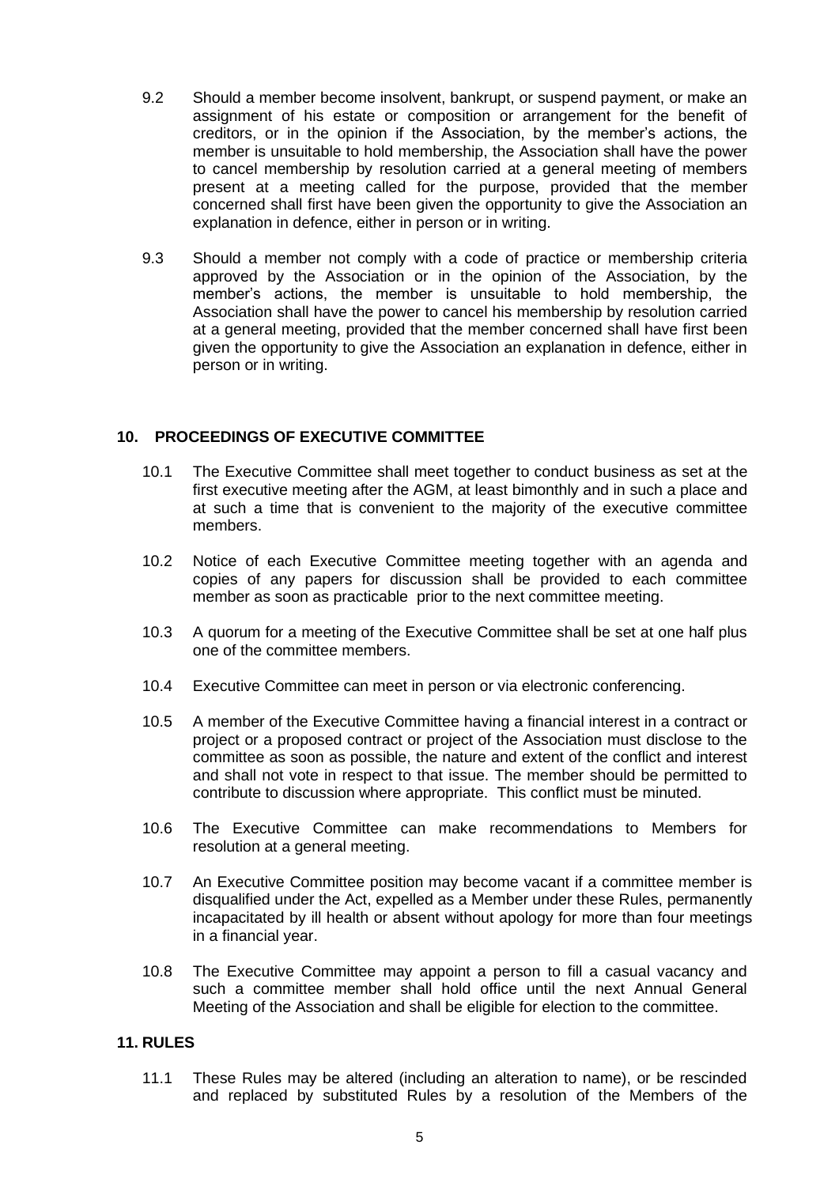9.2 Should a member become insolvent, bankrupt, or suspend payment, or make an assignment of his estate or composition or arrangement for the benefit of creditors, or in the opinion if the Association, by the member's actions, the member is unsuitable to hold membership, the Association shall have the power to cancel membership by resolution carried at a general meeting of members present at a meeting called for the purpose, provided that the member concerned shall first have been given the opportunity to give the Association an explanation in defence, either in person or in writing.

9.3 Should a member not comply with a code of practice or membership criteria approved by the Association or in the opinion of the Association, by the member's actions, the member is unsuitable to hold membership, the Association shall have the power to cancel his membership by resolution carried at a general meeting, provided that the member concerned shall have first been given the opportunity to give the Association an explanation in defence, either in person or in writing.

## 10. PROCEEDINGS OF EXECUTIVE COMMITTEE

10.1 The Executive Committee shall meet together to conduct business as set at the first executive meeting after the AGM, at least bimonthly and in such a place and at such a time that is convenient to the majority of the executive committee members.

10.2 Notice of each Executive Committee meeting together with an agenda and copies of any papers for discussion shall be provided to each committee member as soon as practicable prior to the next committee meeting.

10.3 A quorum for a meeting of the Executive Committee shall be set at one half plus one of the committee members.

10.4 Executive Committee can meet in person or via electronic conferencing.

10.5 A member of the Executive Committee having a financial interest in a contract or project or a proposed contract or project of the Association must disclose to the committee as soon as possible, the nature and extent of the conflict and interest and shall not vote in respect to that issue. The member should be permitted to contribute to discussion where appropriate. This conflict must be minuted.

10.6 The Executive Committee can make recommendations to Members for resolution at a general meeting.

10.7 An Executive Committee position may become vacant if a committee member is disqualified under the Act, expelled as a Member under these Rules, permanently incapacitated by ill health or absent without apology for more than four meetings in a financial year.

10.8 The Executive Committee may appoint a person to fill a casual vacancy and such a committee member shall hold office until the next Annual General Meeting of the Association and shall be eligible for election to the committee.

## 11. RULES

11.1 These Rules may be altered (including an alteration to name), or be rescinded and replaced by substituted Rules by a resolution of the Members of the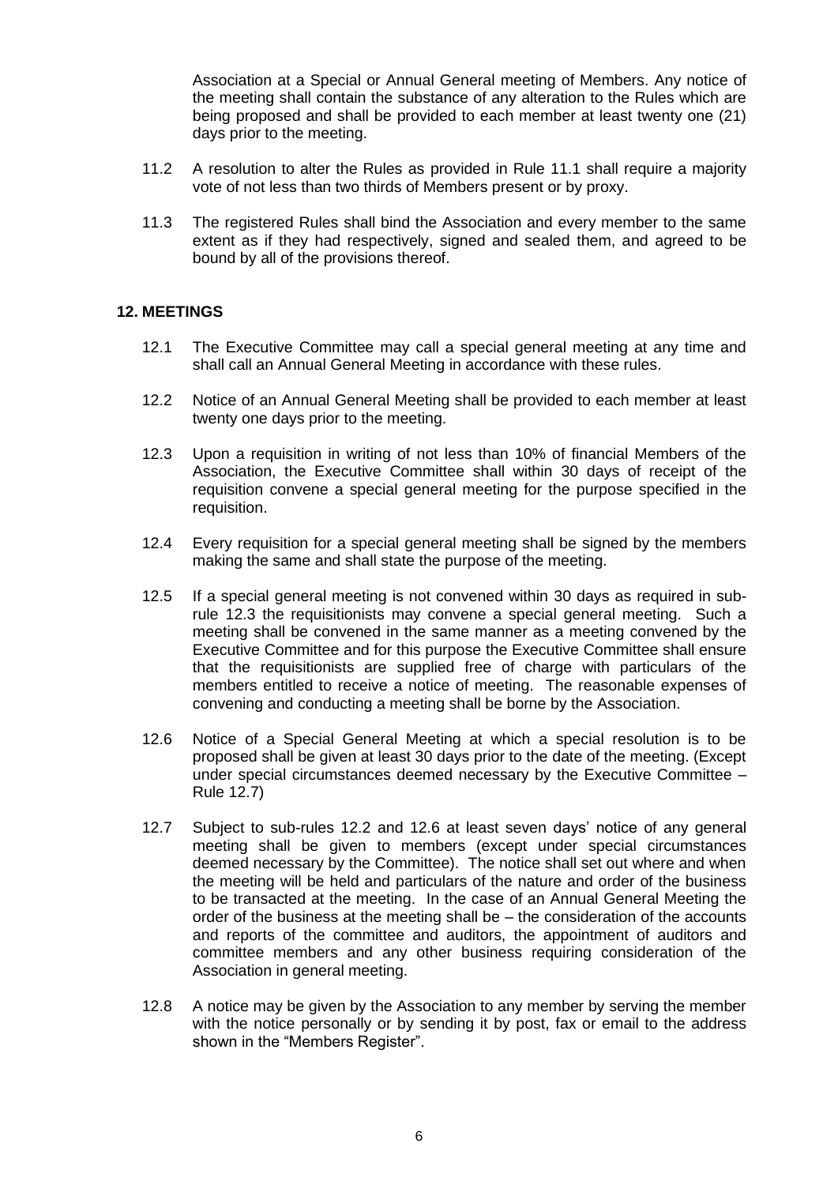Association at a Special or Annual General meeting of Members. Any notice of the meeting shall contain the substance of any alteration to the Rules which are being proposed and shall be provided to each member at least twenty one (21) days prior to the meeting.

11.2 A resolution to alter the Rules as provided in Rule 11.1 shall require a majority vote of not less than two thirds of Members present or by proxy.

11.3 The registered Rules shall bind the Association and every member to the same extent as if they had respectively, signed and sealed them, and agreed to be bound by all of the provisions thereof.

## 12. MEETINGS

12.1 The Executive Committee may call a special general meeting at any time and shall call an Annual General Meeting in accordance with these rules.

12.2 Notice of an Annual General Meeting shall be provided to each member at least twenty one days prior to the meeting.

12.3 Upon a requisition in writing of not less than 10% of financial Members of the Association, the Executive Committee shall within 30 days of receipt of the requisition convene a special general meeting for the purpose specified in the requisition.

12.4 Every requisition for a special general meeting shall be signed by the members making the same and shall state the purpose of the meeting.

12.5 If a special general meeting is not convened within 30 days as required in sub-rule 12.3 the requisitionists may convene a special general meeting. Such a meeting shall be convened in the same manner as a meeting convened by the Executive Committee and for this purpose the Executive Committee shall ensure that the requisitionists are supplied free of charge with particulars of the members entitled to receive a notice of meeting. The reasonable expenses of convening and conducting a meeting shall be borne by the Association.

12.6 Notice of a Special General Meeting at which a special resolution is to be proposed shall be given at least 30 days prior to the date of the meeting. (Except under special circumstances deemed necessary by the Executive Committee – Rule 12.7)

12.7 Subject to sub-rules 12.2 and 12.6 at least seven days' notice of any general meeting shall be given to members (except under special circumstances deemed necessary by the Committee). The notice shall set out where and when the meeting will be held and particulars of the nature and order of the business to be transacted at the meeting. In the case of an Annual General Meeting the order of the business at the meeting shall be – the consideration of the accounts and reports of the committee and auditors, the appointment of auditors and committee members and any other business requiring consideration of the Association in general meeting.

12.8 A notice may be given by the Association to any member by serving the member with the notice personally or by sending it by post, fax or email to the address shown in the "Members Register".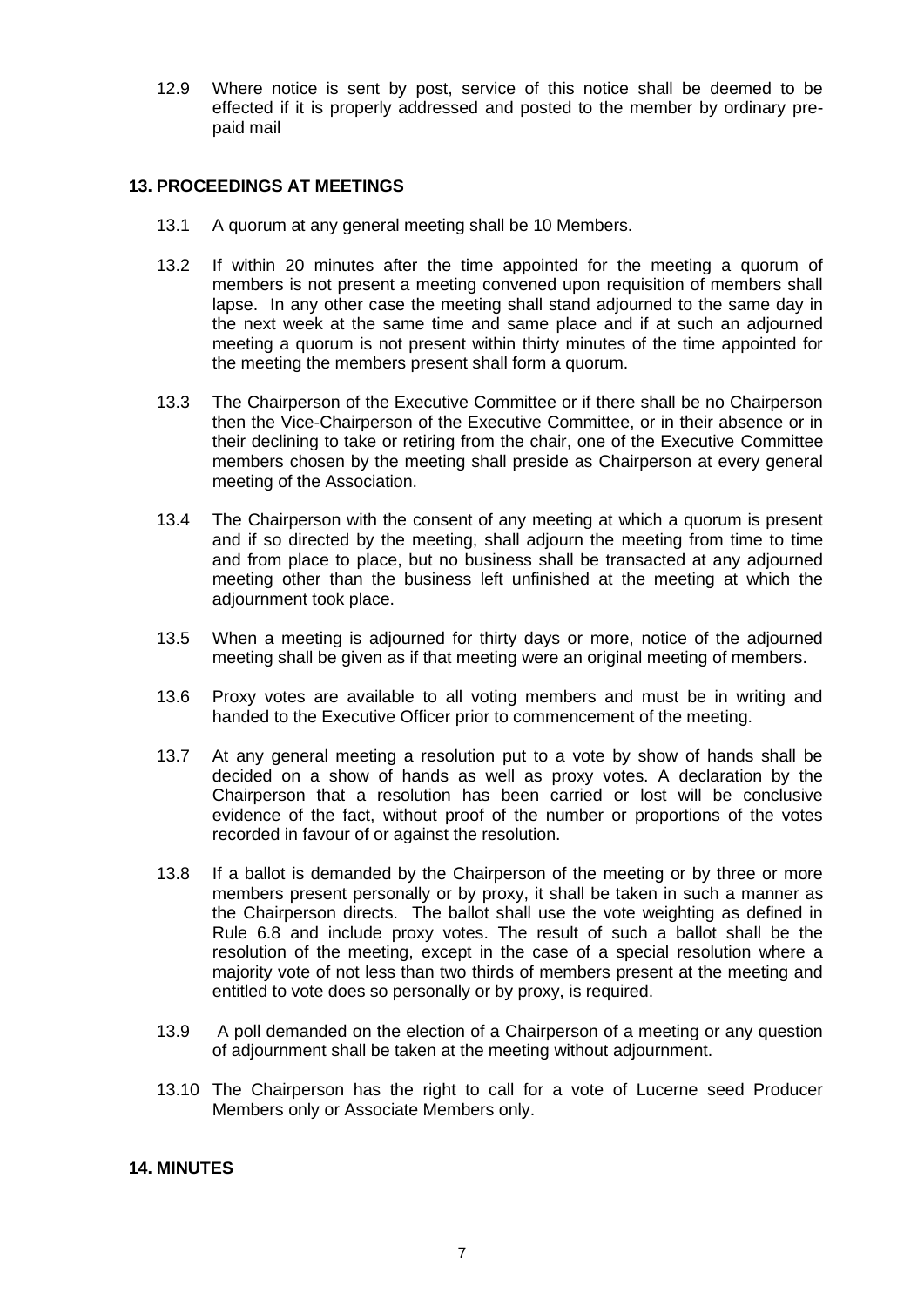12.9 Where notice is sent by post, service of this notice shall be deemed to be effected if it is properly addressed and posted to the member by ordinary pre-paid mail

## 13. PROCEEDINGS AT MEETINGS

13.1 A quorum at any general meeting shall be 10 Members.

13.2 If within 20 minutes after the time appointed for the meeting a quorum of members is not present a meeting convened upon requisition of members shall lapse. In any other case the meeting shall stand adjourned to the same day in the next week at the same time and same place and if at such an adjourned meeting a quorum is not present within thirty minutes of the time appointed for the meeting the members present shall form a quorum.

13.3 The Chairperson of the Executive Committee or if there shall be no Chairperson then the Vice-Chairperson of the Executive Committee, or in their absence or in their declining to take or retiring from the chair, one of the Executive Committee members chosen by the meeting shall preside as Chairperson at every general meeting of the Association.

13.4 The Chairperson with the consent of any meeting at which a quorum is present and if so directed by the meeting, shall adjourn the meeting from time to time and from place to place, but no business shall be transacted at any adjourned meeting other than the business left unfinished at the meeting at which the adjournment took place.

13.5 When a meeting is adjourned for thirty days or more, notice of the adjourned meeting shall be given as if that meeting were an original meeting of members.

13.6 Proxy votes are available to all voting members and must be in writing and handed to the Executive Officer prior to commencement of the meeting.

13.7 At any general meeting a resolution put to a vote by show of hands shall be decided on a show of hands as well as proxy votes. A declaration by the Chairperson that a resolution has been carried or lost will be conclusive evidence of the fact, without proof of the number or proportions of the votes recorded in favour of or against the resolution.

13.8 If a ballot is demanded by the Chairperson of the meeting or by three or more members present personally or by proxy, it shall be taken in such a manner as the Chairperson directs. The ballot shall use the vote weighting as defined in Rule 6.8 and include proxy votes. The result of such a ballot shall be the resolution of the meeting, except in the case of a special resolution where a majority vote of not less than two thirds of members present at the meeting and entitled to vote does so personally or by proxy, is required.

13.9 A poll demanded on the election of a Chairperson of a meeting or any question of adjournment shall be taken at the meeting without adjournment.

13.10 The Chairperson has the right to call for a vote of Lucerne seed Producer Members only or Associate Members only.

## 14. MINUTES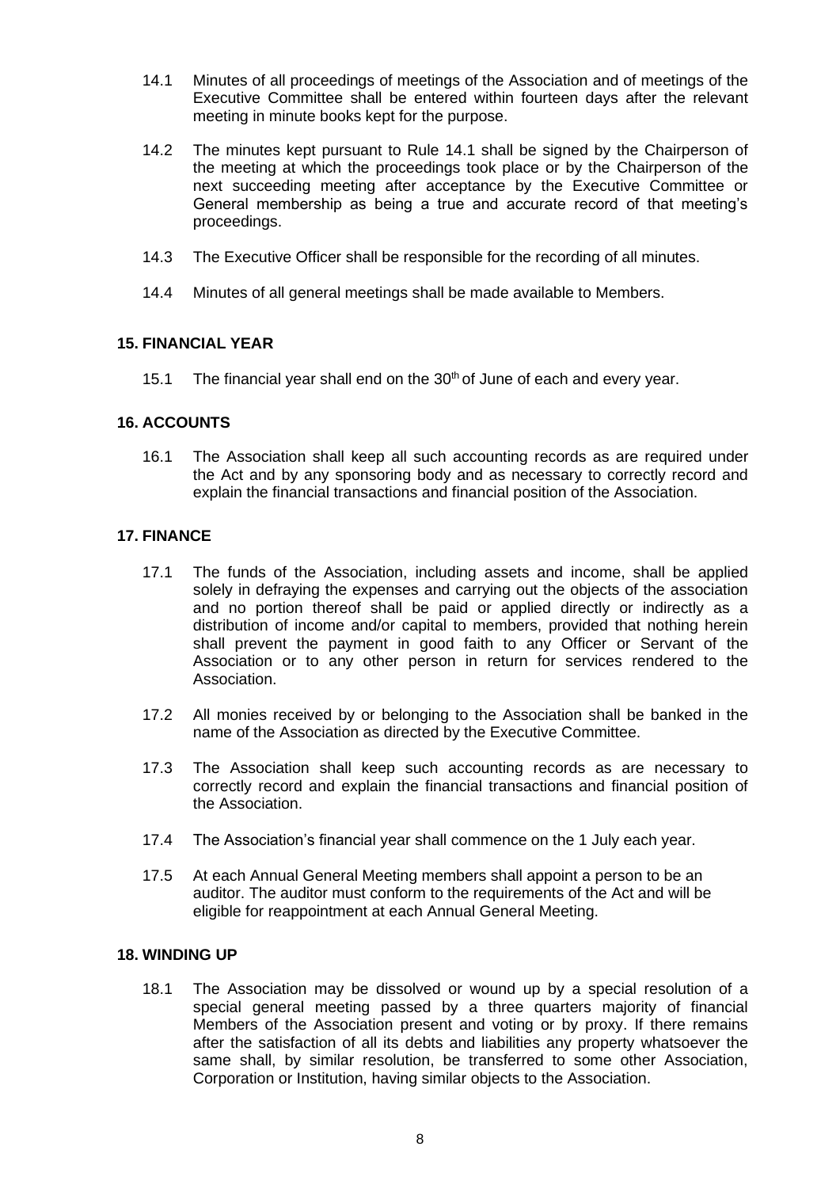14.1 Minutes of all proceedings of meetings of the Association and of meetings of the Executive Committee shall be entered within fourteen days after the relevant meeting in minute books kept for the purpose.

14.2 The minutes kept pursuant to Rule 14.1 shall be signed by the Chairperson of the meeting at which the proceedings took place or by the Chairperson of the next succeeding meeting after acceptance by the Executive Committee or General membership as being a true and accurate record of that meeting's proceedings.

14.3 The Executive Officer shall be responsible for the recording of all minutes.

14.4 Minutes of all general meetings shall be made available to Members.

**15. FINANCIAL YEAR**

15.1 The financial year shall end on the 30th of June of each and every year.

**16. ACCOUNTS**

16.1 The Association shall keep all such accounting records as are required under the Act and by any sponsoring body and as necessary to correctly record and explain the financial transactions and financial position of the Association.

**17. FINANCE**

17.1 The funds of the Association, including assets and income, shall be applied solely in defraying the expenses and carrying out the objects of the association and no portion thereof shall be paid or applied directly or indirectly as a distribution of income and/or capital to members, provided that nothing herein shall prevent the payment in good faith to any Officer or Servant of the Association or to any other person in return for services rendered to the Association.

17.2 All monies received by or belonging to the Association shall be banked in the name of the Association as directed by the Executive Committee.

17.3 The Association shall keep such accounting records as are necessary to correctly record and explain the financial transactions and financial position of the Association.

17.4 The Association's financial year shall commence on the 1 July each year.

17.5 At each Annual General Meeting members shall appoint a person to be an auditor. The auditor must conform to the requirements of the Act and will be eligible for reappointment at each Annual General Meeting.

**18. WINDING UP**

18.1 The Association may be dissolved or wound up by a special resolution of a special general meeting passed by a three quarters majority of financial Members of the Association present and voting or by proxy. If there remains after the satisfaction of all its debts and liabilities any property whatsoever the same shall, by similar resolution, be transferred to some other Association, Corporation or Institution, having similar objects to the Association.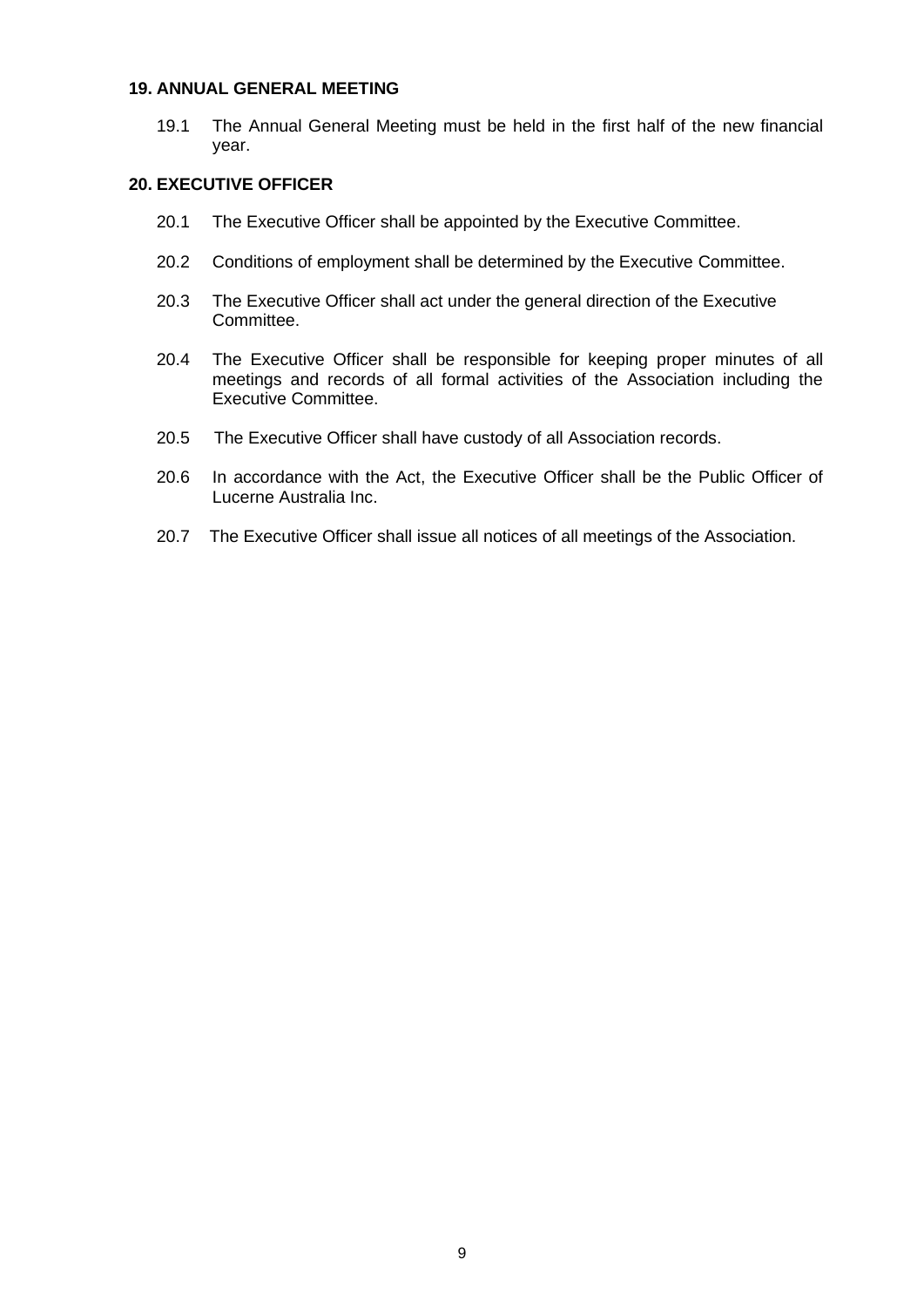## 19. ANNUAL GENERAL MEETING

19.1 The Annual General Meeting must be held in the first half of the new financial year.

## 20. EXECUTIVE OFFICER

20.1 The Executive Officer shall be appointed by the Executive Committee.

20.2 Conditions of employment shall be determined by the Executive Committee.

20.3 The Executive Officer shall act under the general direction of the Executive Committee.

20.4 The Executive Officer shall be responsible for keeping proper minutes of all meetings and records of all formal activities of the Association including the Executive Committee.

20.5 The Executive Officer shall have custody of all Association records.

20.6 In accordance with the Act, the Executive Officer shall be the Public Officer of Lucerne Australia Inc.

20.7 The Executive Officer shall issue all notices of all meetings of the Association.